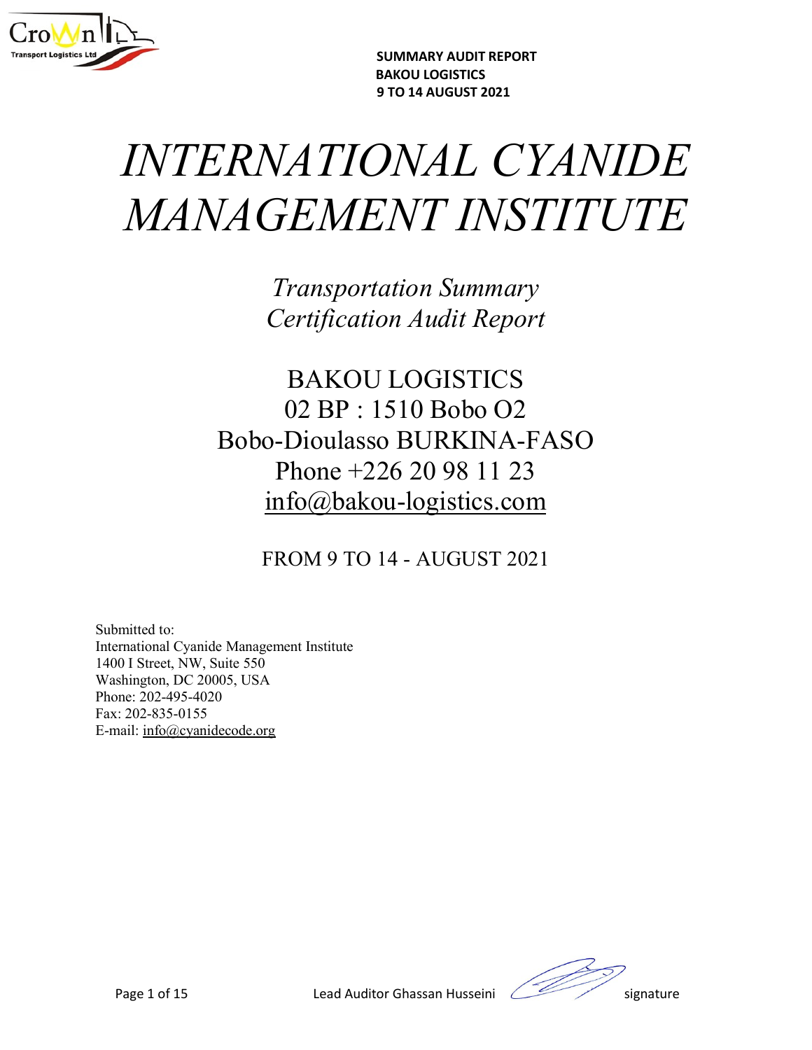# INTERNATIONAL CYANIDE MANAGEMENT INSTITUTE

*Transportation Summary*
*Certification Audit Report*

BAKOU LOGISTICS
02 BP : 1510 Bobo O2
Bobo-Dioulasso BURKINA-FASO
Phone +226 20 98 11 23
info@bakou-logistics.com

FROM 9 TO 14 - AUGUST 2021

Submitted to:
International Cyanide Management Institute
1400 I Street, NW, Suite 550
Washington, DC 20005, USA
Phone: 202-495-4020
Fax: 202-835-0155
E-mail: info@cyanidecode.org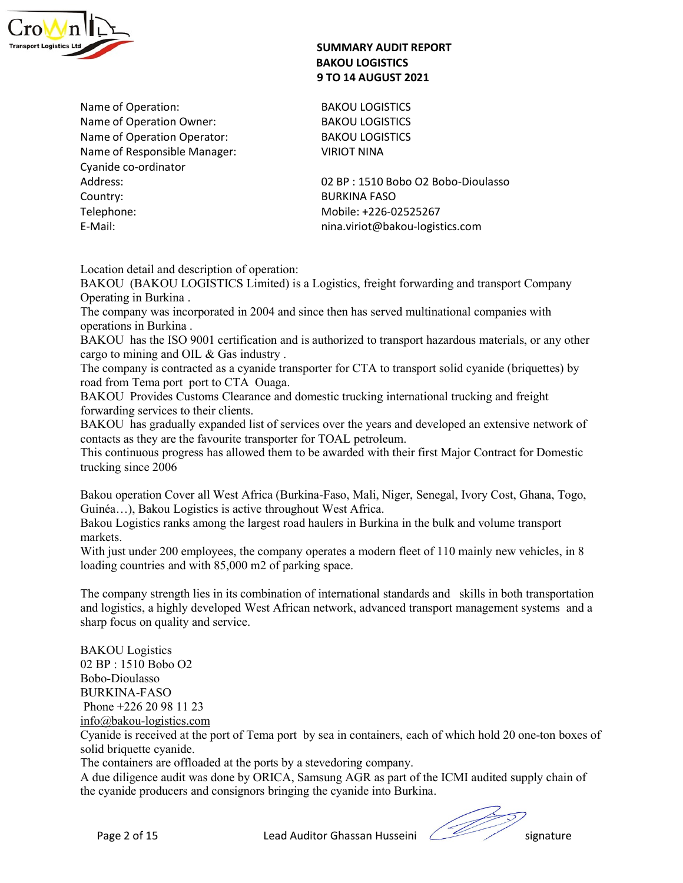**SUMMARY AUDIT REPORT**
**BAKOU LOGISTICS**
**9 TO 14 AUGUST 2021**

| | |
|---|---|
| Name of Operation: | BAKOU LOGISTICS |
| Name of Operation Owner: | BAKOU LOGISTICS |
| Name of Operation Operator: | BAKOU LOGISTICS |
| Name of Responsible Manager: | VIRIOT NINA |
| Cyanide co-ordinator | |
| Address: | 02 BP : 1510 Bobo O2 Bobo-Dioulasso |
| Country: | BURKINA FASO |
| Telephone: | Mobile: +226-02525267 |
| E-Mail: | nina.viriot@bakou-logistics.com |

Location detail and description of operation:

BAKOU (BAKOU LOGISTICS Limited) is a Logistics, freight forwarding and transport Company Operating in Burkina .

The company was incorporated in 2004 and since then has served multinational companies with operations in Burkina .

BAKOU has the ISO 9001 certification and is authorized to transport hazardous materials, or any other cargo to mining and OIL & Gas industry .

The company is contracted as a cyanide transporter for CTA to transport solid cyanide (briquettes) by road from Tema port port to CTA Ouaga.

BAKOU Provides Customs Clearance and domestic trucking international trucking and freight forwarding services to their clients.

BAKOU has gradually expanded list of services over the years and developed an extensive network of contacts as they are the favourite transporter for TOAL petroleum.

This continuous progress has allowed them to be awarded with their first Major Contract for Domestic trucking since 2006

Bakou operation Cover all West Africa (Burkina-Faso, Mali, Niger, Senegal, Ivory Cost, Ghana, Togo, Guinéa…), Bakou Logistics is active throughout West Africa.

Bakou Logistics ranks among the largest road haulers in Burkina in the bulk and volume transport markets.

With just under 200 employees, the company operates a modern fleet of 110 mainly new vehicles, in 8 loading countries and with 85,000 m2 of parking space.

The company strength lies in its combination of international standards and skills in both transportation and logistics, a highly developed West African network, advanced transport management systems and a sharp focus on quality and service.

BAKOU Logistics
02 BP : 1510 Bobo O2
Bobo-Dioulasso
BURKINA-FASO
Phone +226 20 98 11 23
info@bakou-logistics.com

Cyanide is received at the port of Tema port by sea in containers, each of which hold 20 one-ton boxes of solid briquette cyanide.

The containers are offloaded at the ports by a stevedoring company.

A due diligence audit was done by ORICA, Samsung AGR as part of the ICMI audited supply chain of the cyanide producers and consignors bringing the cyanide into Burkina.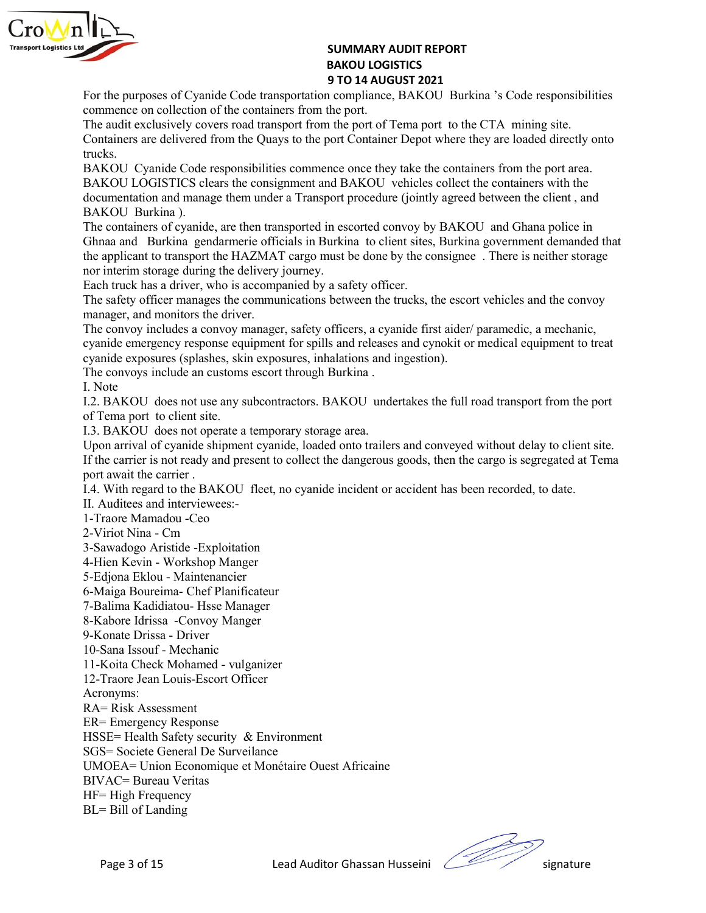For the purposes of Cyanide Code transportation compliance, BAKOU Burkina 's Code responsibilities commence on collection of the containers from the port.

The audit exclusively covers road transport from the port of Tema port to the CTA mining site.

Containers are delivered from the Quays to the port Container Depot where they are loaded directly onto trucks.

BAKOU Cyanide Code responsibilities commence once they take the containers from the port area. BAKOU LOGISTICS clears the consignment and BAKOU vehicles collect the containers with the documentation and manage them under a Transport procedure (jointly agreed between the client , and BAKOU Burkina ).

The containers of cyanide, are then transported in escorted convoy by BAKOU and Ghana police in Ghnaa and Burkina gendarmerie officials in Burkina to client sites, Burkina government demanded that the applicant to transport the HAZMAT cargo must be done by the consignee . There is neither storage nor interim storage during the delivery journey.

Each truck has a driver, who is accompanied by a safety officer.

The safety officer manages the communications between the trucks, the escort vehicles and the convoy manager, and monitors the driver.

The convoy includes a convoy manager, safety officers, a cyanide first aider/ paramedic, a mechanic, cyanide emergency response equipment for spills and releases and cynokit or medical equipment to treat cyanide exposures (splashes, skin exposures, inhalations and ingestion).

The convoys include an customs escort through Burkina .

I. Note

I.2. BAKOU does not use any subcontractors. BAKOU undertakes the full road transport from the port of Tema port to client site.

I.3. BAKOU does not operate a temporary storage area.

Upon arrival of cyanide shipment cyanide, loaded onto trailers and conveyed without delay to client site. If the carrier is not ready and present to collect the dangerous goods, then the cargo is segregated at Tema port await the carrier .

I.4. With regard to the BAKOU fleet, no cyanide incident or accident has been recorded, to date.

II. Auditees and interviewees:-

1-Traore Mamadou -Ceo
2-Viriot Nina - Cm
3-Sawadogo Aristide -Exploitation
4-Hien Kevin - Workshop Manger
5-Edjona Eklou - Maintenancier
6-Maiga Boureima- Chef Planificateur
7-Balima Kadidiatou- Hsse Manager
8-Kabore Idrissa -Convoy Manger
9-Konate Drissa - Driver
10-Sana Issouf - Mechanic
11-Koita Check Mohamed - vulganizer
12-Traore Jean Louis-Escort Officer

Acronyms:

RA= Risk Assessment
ER= Emergency Response
HSSE= Health Safety security & Environment
SGS= Societe General De Surveilance
UMOEA= Union Economique et Monétaire Ouest Africaine
BIVAC= Bureau Veritas
HF= High Frequency
BL= Bill of Landing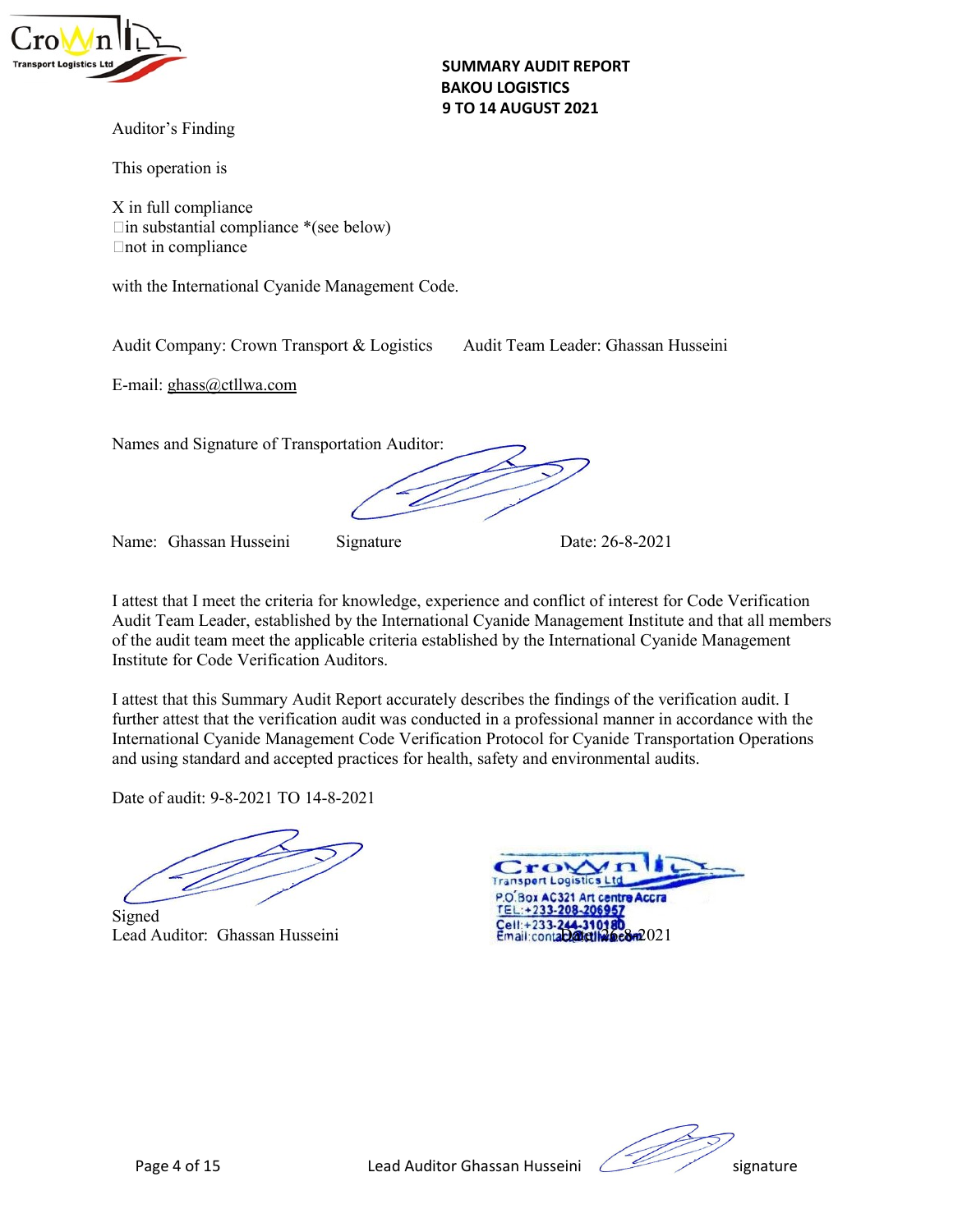**SUMMARY AUDIT REPORT**
**BAKOU LOGISTICS**
**9 TO 14 AUGUST 2021**

Auditor's Finding

This operation is

X in full compliance
☐in substantial compliance *(see below)
☐not in compliance

with the International Cyanide Management Code.

Audit Company: Crown Transport & Logistics      Audit Team Leader: Ghassan Husseini

E-mail: ghass@ctllwa.com

Names and Signature of Transportation Auditor:

Name: Ghassan Husseini      Signature      Date: 26-8-2021

I attest that I meet the criteria for knowledge, experience and conflict of interest for Code Verification Audit Team Leader, established by the International Cyanide Management Institute and that all members of the audit team meet the applicable criteria established by the International Cyanide Management Institute for Code Verification Auditors.

I attest that this Summary Audit Report accurately describes the findings of the verification audit. I further attest that the verification audit was conducted in a professional manner in accordance with the International Cyanide Management Code Verification Protocol for Cyanide Transportation Operations and using standard and accepted practices for health, safety and environmental audits.

Date of audit: 9-8-2021 TO 14-8-2021

Signed
Lead Auditor: Ghassan Husseini

Crown Transport Logistics Ltd
P.O Box AC321 Art centre Accra
TEL:+233-208-206957
Cell:+233-244-310180
Email:contact@ctllwa.com

Date: 26-8-2021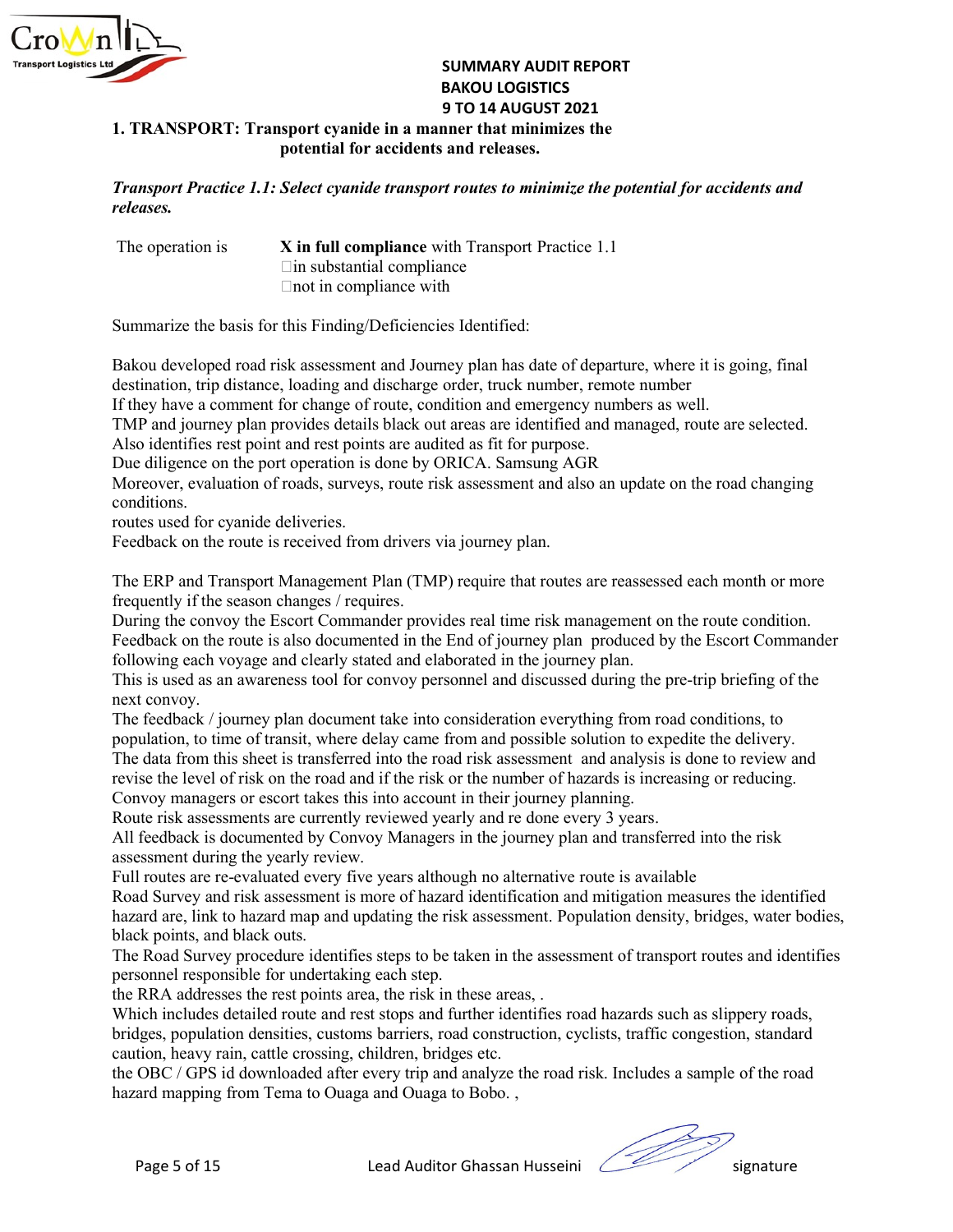**SUMMARY AUDIT REPORT**
**BAKOU LOGISTICS**
**9 TO 14 AUGUST 2021**

## 1. TRANSPORT: Transport cyanide in a manner that minimizes the potential for accidents and releases.

***Transport Practice 1.1: Select cyanide transport routes to minimize the potential for accidents and releases.***

The operation is **X in full compliance** with Transport Practice 1.1
☐in substantial compliance
☐not in compliance with

Summarize the basis for this Finding/Deficiencies Identified:

Bakou developed road risk assessment and Journey plan has date of departure, where it is going, final destination, trip distance, loading and discharge order, truck number, remote number
If they have a comment for change of route, condition and emergency numbers as well.
TMP and journey plan provides details black out areas are identified and managed, route are selected.
Also identifies rest point and rest points are audited as fit for purpose.
Due diligence on the port operation is done by ORICA. Samsung AGR
Moreover, evaluation of roads, surveys, route risk assessment and also an update on the road changing conditions.
routes used for cyanide deliveries.
Feedback on the route is received from drivers via journey plan.

The ERP and Transport Management Plan (TMP) require that routes are reassessed each month or more frequently if the season changes / requires.
During the convoy the Escort Commander provides real time risk management on the route condition.
Feedback on the route is also documented in the End of journey plan produced by the Escort Commander following each voyage and clearly stated and elaborated in the journey plan.
This is used as an awareness tool for convoy personnel and discussed during the pre-trip briefing of the next convoy.
The feedback / journey plan document take into consideration everything from road conditions, to population, to time of transit, where delay came from and possible solution to expedite the delivery.
The data from this sheet is transferred into the road risk assessment and analysis is done to review and revise the level of risk on the road and if the risk or the number of hazards is increasing or reducing.
Convoy managers or escort takes this into account in their journey planning.
Route risk assessments are currently reviewed yearly and re done every 3 years.
All feedback is documented by Convoy Managers in the journey plan and transferred into the risk assessment during the yearly review.
Full routes are re-evaluated every five years although no alternative route is available
Road Survey and risk assessment is more of hazard identification and mitigation measures the identified hazard are, link to hazard map and updating the risk assessment. Population density, bridges, water bodies, black points, and black outs.
The Road Survey procedure identifies steps to be taken in the assessment of transport routes and identifies personnel responsible for undertaking each step.
the RRA addresses the rest points area, the risk in these areas, .
Which includes detailed route and rest stops and further identifies road hazards such as slippery roads, bridges, population densities, customs barriers, road construction, cyclists, traffic congestion, standard caution, heavy rain, cattle crossing, children, bridges etc.
the OBC / GPS id downloaded after every trip and analyze the road risk. Includes a sample of the road hazard mapping from Tema to Ouaga and Ouaga to Bobo. ,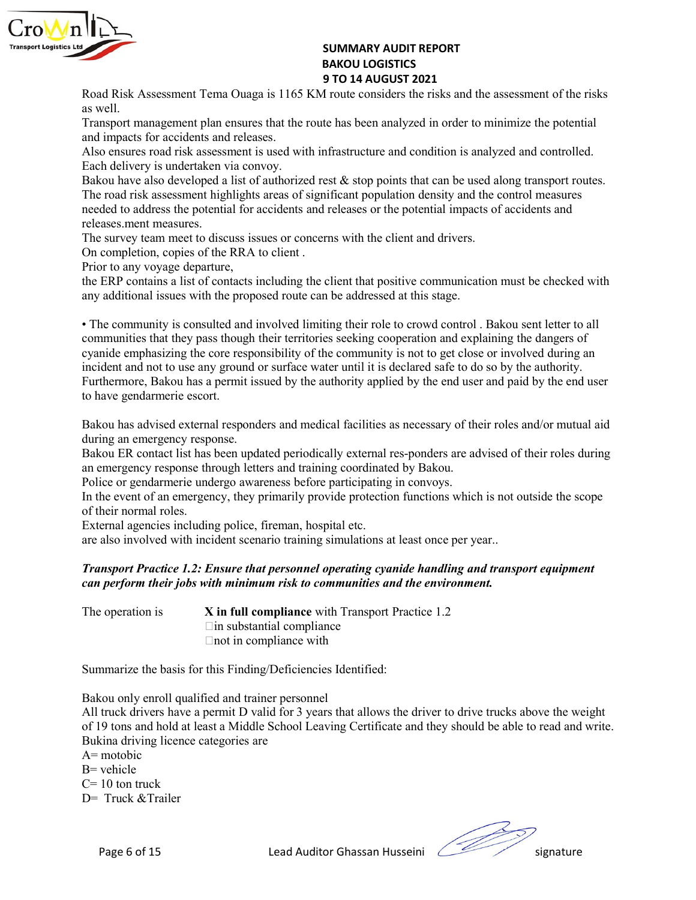Road Risk Assessment Tema Ouaga is 1165 KM route considers the risks and the assessment of the risks as well.
Transport management plan ensures that the route has been analyzed in order to minimize the potential and impacts for accidents and releases.
Also ensures road risk assessment is used with infrastructure and condition is analyzed and controlled.
Each delivery is undertaken via convoy.
Bakou have also developed a list of authorized rest & stop points that can be used along transport routes.
The road risk assessment highlights areas of significant population density and the control measures needed to address the potential for accidents and releases or the potential impacts of accidents and releases.ment measures.
The survey team meet to discuss issues or concerns with the client and drivers.
On completion, copies of the RRA to client .
Prior to any voyage departure,
the ERP contains a list of contacts including the client that positive communication must be checked with any additional issues with the proposed route can be addressed at this stage.

• The community is consulted and involved limiting their role to crowd control . Bakou sent letter to all communities that they pass though their territories seeking cooperation and explaining the dangers of cyanide emphasizing the core responsibility of the community is not to get close or involved during an incident and not to use any ground or surface water until it is declared safe to do so by the authority. Furthermore, Bakou has a permit issued by the authority applied by the end user and paid by the end user to have gendarmerie escort.

Bakou has advised external responders and medical facilities as necessary of their roles and/or mutual aid during an emergency response.
Bakou ER contact list has been updated periodically external res-ponders are advised of their roles during an emergency response through letters and training coordinated by Bakou.
Police or gendarmerie undergo awareness before participating in convoys.
In the event of an emergency, they primarily provide protection functions which is not outside the scope of their normal roles.
External agencies including police, fireman, hospital etc.
are also involved with incident scenario training simulations at least once per year..

***Transport Practice 1.2: Ensure that personnel operating cyanide handling and transport equipment can perform their jobs with minimum risk to communities and the environment.***

The operation is **X in full compliance** with Transport Practice 1.2
☐in substantial compliance
☐not in compliance with

Summarize the basis for this Finding/Deficiencies Identified:

Bakou only enroll qualified and trainer personnel
All truck drivers have a permit D valid for 3 years that allows the driver to drive trucks above the weight of 19 tons and hold at least a Middle School Leaving Certificate and they should be able to read and write.
Bukina driving licence categories are
A= motobic
B= vehicle
C= 10 ton truck
D= Truck &Trailer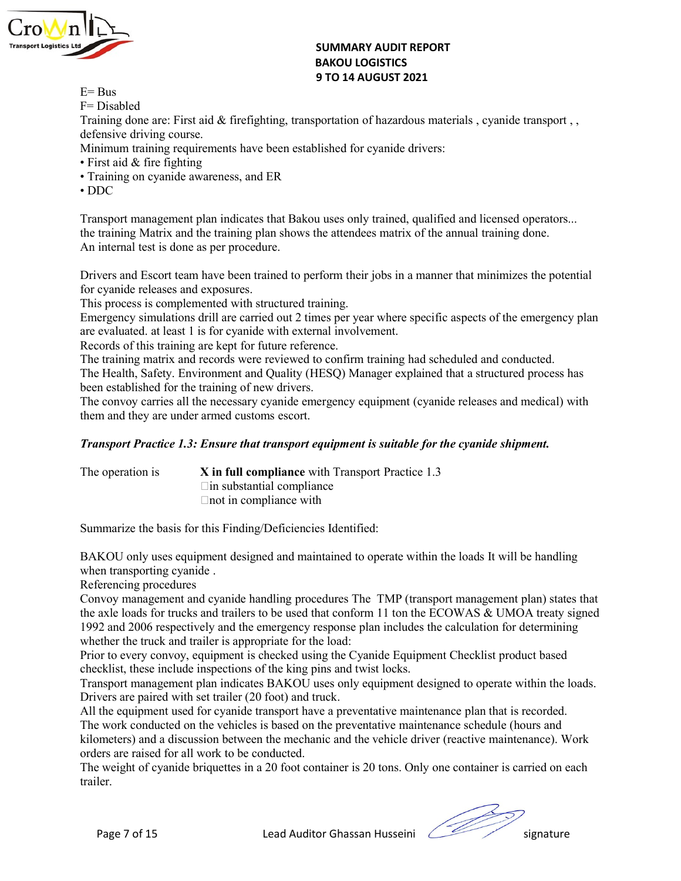E= Bus
F= Disabled
Training done are: First aid & firefighting, transportation of hazardous materials , cyanide transport , , defensive driving course.
Minimum training requirements have been established for cyanide drivers:

- First aid & fire fighting
- Training on cyanide awareness, and ER
- DDC

Transport management plan indicates that Bakou uses only trained, qualified and licensed operators... the training Matrix and the training plan shows the attendees matrix of the annual training done.
An internal test is done as per procedure.

Drivers and Escort team have been trained to perform their jobs in a manner that minimizes the potential for cyanide releases and exposures.
This process is complemented with structured training.
Emergency simulations drill are carried out 2 times per year where specific aspects of the emergency plan are evaluated. at least 1 is for cyanide with external involvement.
Records of this training are kept for future reference.
The training matrix and records were reviewed to confirm training had scheduled and conducted.
The Health, Safety. Environment and Quality (HESQ) Manager explained that a structured process has been established for the training of new drivers.
The convoy carries all the necessary cyanide emergency equipment (cyanide releases and medical) with them and they are under armed customs escort.

***Transport Practice 1.3: Ensure that transport equipment is suitable for the cyanide shipment.***

The operation is **X in full compliance** with Transport Practice 1.3
☐in substantial compliance
☐not in compliance with

Summarize the basis for this Finding/Deficiencies Identified:

BAKOU only uses equipment designed and maintained to operate within the loads It will be handling when transporting cyanide .
Referencing procedures
Convoy management and cyanide handling procedures The TMP (transport management plan) states that the axle loads for trucks and trailers to be used that conform 11 ton the ECOWAS & UMOA treaty signed 1992 and 2006 respectively and the emergency response plan includes the calculation for determining whether the truck and trailer is appropriate for the load:
Prior to every convoy, equipment is checked using the Cyanide Equipment Checklist product based checklist, these include inspections of the king pins and twist locks.
Transport management plan indicates BAKOU uses only equipment designed to operate within the loads.
Drivers are paired with set trailer (20 foot) and truck.
All the equipment used for cyanide transport have a preventative maintenance plan that is recorded.
The work conducted on the vehicles is based on the preventative maintenance schedule (hours and kilometers) and a discussion between the mechanic and the vehicle driver (reactive maintenance). Work orders are raised for all work to be conducted.
The weight of cyanide briquettes in a 20 foot container is 20 tons. Only one container is carried on each trailer.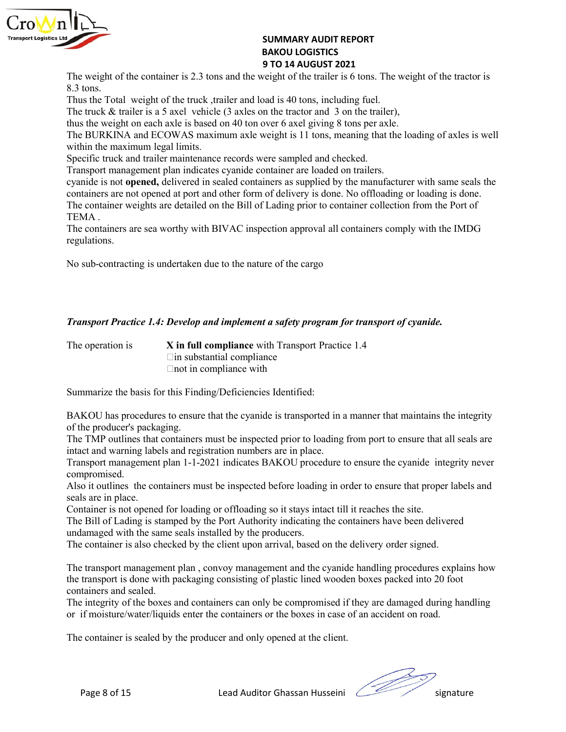The weight of the container is 2.3 tons and the weight of the trailer is 6 tons. The weight of the tractor is 8.3 tons.

Thus the Total weight of the truck ,trailer and load is 40 tons, including fuel.

The truck & trailer is a 5 axel vehicle (3 axles on the tractor and 3 on the trailer),

thus the weight on each axle is based on 40 ton over 6 axel giving 8 tons per axle.

The BURKINA and ECOWAS maximum axle weight is 11 tons, meaning that the loading of axles is well within the maximum legal limits.

Specific truck and trailer maintenance records were sampled and checked.

Transport management plan indicates cyanide container are loaded on trailers.

cyanide is not **opened,** delivered in sealed containers as supplied by the manufacturer with same seals the containers are not opened at port and other form of delivery is done. No offloading or loading is done.

The container weights are detailed on the Bill of Lading prior to container collection from the Port of TEMA .

The containers are sea worthy with BIVAC inspection approval all containers comply with the IMDG regulations.

No sub-contracting is undertaken due to the nature of the cargo

***Transport Practice 1.4: Develop and implement a safety program for transport of cyanide.***

The operation is **X in full compliance** with Transport Practice 1.4
☐in substantial compliance
☐not in compliance with

Summarize the basis for this Finding/Deficiencies Identified:

BAKOU has procedures to ensure that the cyanide is transported in a manner that maintains the integrity of the producer's packaging.

The TMP outlines that containers must be inspected prior to loading from port to ensure that all seals are intact and warning labels and registration numbers are in place.

Transport management plan 1-1-2021 indicates BAKOU procedure to ensure the cyanide integrity never compromised.

Also it outlines the containers must be inspected before loading in order to ensure that proper labels and seals are in place.

Container is not opened for loading or offloading so it stays intact till it reaches the site.

The Bill of Lading is stamped by the Port Authority indicating the containers have been delivered undamaged with the same seals installed by the producers.

The container is also checked by the client upon arrival, based on the delivery order signed.

The transport management plan , convoy management and the cyanide handling procedures explains how the transport is done with packaging consisting of plastic lined wooden boxes packed into 20 foot containers and sealed.

The integrity of the boxes and containers can only be compromised if they are damaged during handling or if moisture/water/liquids enter the containers or the boxes in case of an accident on road.

The container is sealed by the producer and only opened at the client.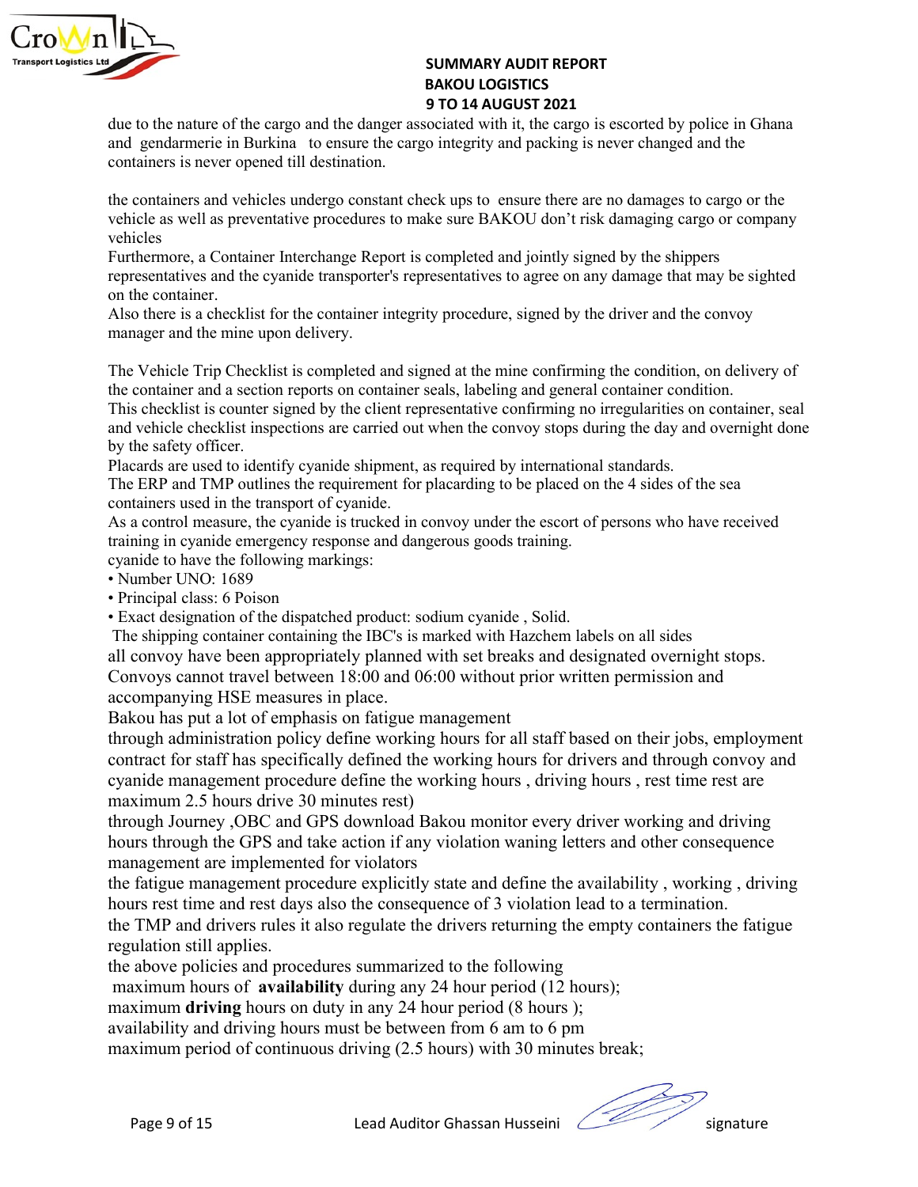due to the nature of the cargo and the danger associated with it, the cargo is escorted by police in Ghana and gendarmerie in Burkina to ensure the cargo integrity and packing is never changed and the containers is never opened till destination.

the containers and vehicles undergo constant check ups to ensure there are no damages to cargo or the vehicle as well as preventative procedures to make sure BAKOU don't risk damaging cargo or company vehicles

Furthermore, a Container Interchange Report is completed and jointly signed by the shippers representatives and the cyanide transporter's representatives to agree on any damage that may be sighted on the container.

Also there is a checklist for the container integrity procedure, signed by the driver and the convoy manager and the mine upon delivery.

The Vehicle Trip Checklist is completed and signed at the mine confirming the condition, on delivery of the container and a section reports on container seals, labeling and general container condition.

This checklist is counter signed by the client representative confirming no irregularities on container, seal and vehicle checklist inspections are carried out when the convoy stops during the day and overnight done by the safety officer.

Placards are used to identify cyanide shipment, as required by international standards.

The ERP and TMP outlines the requirement for placarding to be placed on the 4 sides of the sea containers used in the transport of cyanide.

As a control measure, the cyanide is trucked in convoy under the escort of persons who have received training in cyanide emergency response and dangerous goods training.

cyanide to have the following markings:

- Number UNO: 1689
- Principal class: 6 Poison
- Exact designation of the dispatched product: sodium cyanide , Solid.

The shipping container containing the IBC's is marked with Hazchem labels on all sides

all convoy have been appropriately planned with set breaks and designated overnight stops.

Convoys cannot travel between 18:00 and 06:00 without prior written permission and accompanying HSE measures in place.

Bakou has put a lot of emphasis on fatigue management

through administration policy define working hours for all staff based on their jobs, employment contract for staff has specifically defined the working hours for drivers and through convoy and cyanide management procedure define the working hours , driving hours , rest time rest are maximum 2.5 hours drive 30 minutes rest)

through Journey ,OBC and GPS download Bakou monitor every driver working and driving hours through the GPS and take action if any violation waning letters and other consequence management are implemented for violators

the fatigue management procedure explicitly state and define the availability , working , driving hours rest time and rest days also the consequence of 3 violation lead to a termination.

the TMP and drivers rules it also regulate the drivers returning the empty containers the fatigue regulation still applies.

the above policies and procedures summarized to the following

maximum hours of **availability** during any 24 hour period (12 hours);

maximum **driving** hours on duty in any 24 hour period (8 hours );

availability and driving hours must be between from 6 am to 6 pm

maximum period of continuous driving (2.5 hours) with 30 minutes break;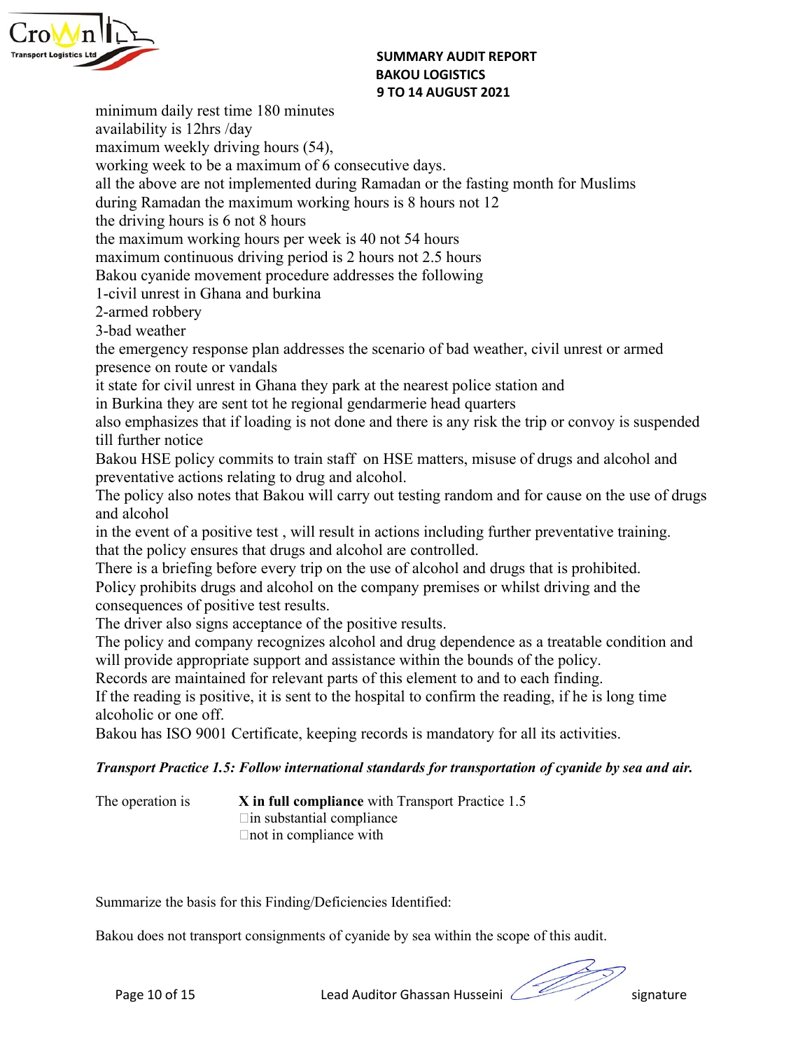minimum daily rest time 180 minutes
availability is 12hrs /day
maximum weekly driving hours (54),
working week to be a maximum of 6 consecutive days.
all the above are not implemented during Ramadan or the fasting month for Muslims
during Ramadan the maximum working hours is 8 hours not 12
the driving hours is 6 not 8 hours
the maximum working hours per week is 40 not 54 hours
maximum continuous driving period is 2 hours not 2.5 hours
Bakou cyanide movement procedure addresses the following
1-civil unrest in Ghana and burkina
2-armed robbery
3-bad weather
the emergency response plan addresses the scenario of bad weather, civil unrest or armed presence on route or vandals
it state for civil unrest in Ghana they park at the nearest police station and
in Burkina they are sent tot he regional gendarmerie head quarters
also emphasizes that if loading is not done and there is any risk the trip or convoy is suspended till further notice
Bakou HSE policy commits to train staff on HSE matters, misuse of drugs and alcohol and preventative actions relating to drug and alcohol.
The policy also notes that Bakou will carry out testing random and for cause on the use of drugs and alcohol
in the event of a positive test , will result in actions including further preventative training.
that the policy ensures that drugs and alcohol are controlled.
There is a briefing before every trip on the use of alcohol and drugs that is prohibited.
Policy prohibits drugs and alcohol on the company premises or whilst driving and the consequences of positive test results.
The driver also signs acceptance of the positive results.
The policy and company recognizes alcohol and drug dependence as a treatable condition and will provide appropriate support and assistance within the bounds of the policy.
Records are maintained for relevant parts of this element to and to each finding.
If the reading is positive, it is sent to the hospital to confirm the reading, if he is long time alcoholic or one off.
Bakou has ISO 9001 Certificate, keeping records is mandatory for all its activities.

***Transport Practice 1.5: Follow international standards for transportation of cyanide by sea and air.***

The operation is **X in full compliance** with Transport Practice 1.5
☐in substantial compliance
☐not in compliance with

Summarize the basis for this Finding/Deficiencies Identified:

Bakou does not transport consignments of cyanide by sea within the scope of this audit.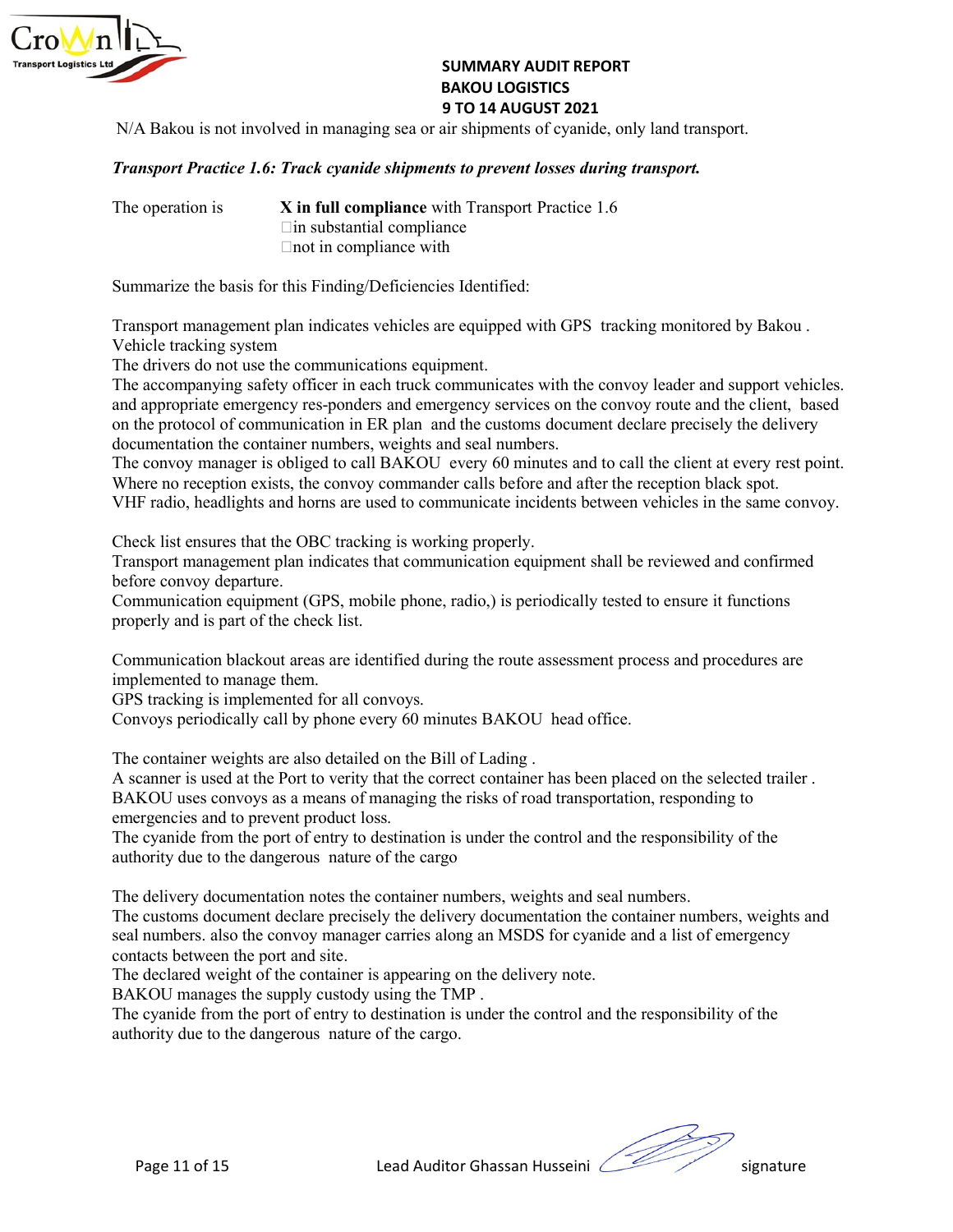N/A Bakou is not involved in managing sea or air shipments of cyanide, only land transport.

***Transport Practice 1.6: Track cyanide shipments to prevent losses during transport.***

The operation is **X in full compliance** with Transport Practice 1.6
☐in substantial compliance
☐not in compliance with

Summarize the basis for this Finding/Deficiencies Identified:

Transport management plan indicates vehicles are equipped with GPS tracking monitored by Bakou .
Vehicle tracking system
The drivers do not use the communications equipment.
The accompanying safety officer in each truck communicates with the convoy leader and support vehicles. and appropriate emergency res-ponders and emergency services on the convoy route and the client, based on the protocol of communication in ER plan and the customs document declare precisely the delivery documentation the container numbers, weights and seal numbers.
The convoy manager is obliged to call BAKOU every 60 minutes and to call the client at every rest point. Where no reception exists, the convoy commander calls before and after the reception black spot.
VHF radio, headlights and horns are used to communicate incidents between vehicles in the same convoy.

Check list ensures that the OBC tracking is working properly.
Transport management plan indicates that communication equipment shall be reviewed and confirmed before convoy departure.
Communication equipment (GPS, mobile phone, radio,) is periodically tested to ensure it functions properly and is part of the check list.

Communication blackout areas are identified during the route assessment process and procedures are implemented to manage them.
GPS tracking is implemented for all convoys.
Convoys periodically call by phone every 60 minutes BAKOU head office.

The container weights are also detailed on the Bill of Lading .
A scanner is used at the Port to verity that the correct container has been placed on the selected trailer .
BAKOU uses convoys as a means of managing the risks of road transportation, responding to emergencies and to prevent product loss.
The cyanide from the port of entry to destination is under the control and the responsibility of the authority due to the dangerous nature of the cargo

The delivery documentation notes the container numbers, weights and seal numbers.
The customs document declare precisely the delivery documentation the container numbers, weights and seal numbers. also the convoy manager carries along an MSDS for cyanide and a list of emergency contacts between the port and site.
The declared weight of the container is appearing on the delivery note.
BAKOU manages the supply custody using the TMP .
The cyanide from the port of entry to destination is under the control and the responsibility of the authority due to the dangerous nature of the cargo.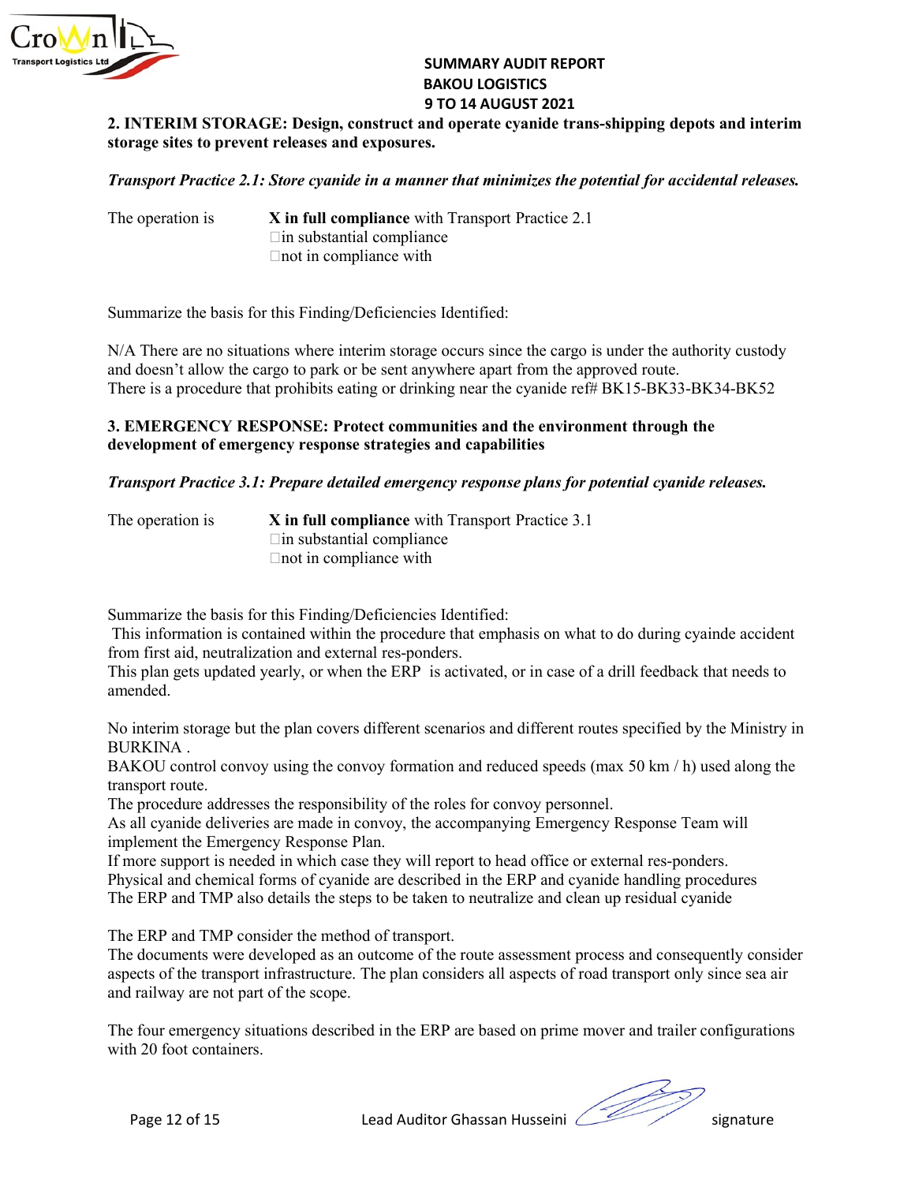**2. INTERIM STORAGE: Design, construct and operate cyanide trans-shipping depots and interim storage sites to prevent releases and exposures.**

***Transport Practice 2.1: Store cyanide in a manner that minimizes the potential for accidental releases.***

The operation is **X in full compliance** with Transport Practice 2.1
☐in substantial compliance
☐not in compliance with

Summarize the basis for this Finding/Deficiencies Identified:

N/A There are no situations where interim storage occurs since the cargo is under the authority custody and doesn't allow the cargo to park or be sent anywhere apart from the approved route.
There is a procedure that prohibits eating or drinking near the cyanide ref# BK15-BK33-BK34-BK52

**3. EMERGENCY RESPONSE: Protect communities and the environment through the development of emergency response strategies and capabilities**

***Transport Practice 3.1: Prepare detailed emergency response plans for potential cyanide releases.***

The operation is **X in full compliance** with Transport Practice 3.1
☐in substantial compliance
☐not in compliance with

Summarize the basis for this Finding/Deficiencies Identified:
This information is contained within the procedure that emphasis on what to do during cyainde accident from first aid, neutralization and external res-ponders.
This plan gets updated yearly, or when the ERP is activated, or in case of a drill feedback that needs to amended.

No interim storage but the plan covers different scenarios and different routes specified by the Ministry in BURKINA .
BAKOU control convoy using the convoy formation and reduced speeds (max 50 km / h) used along the transport route.
The procedure addresses the responsibility of the roles for convoy personnel.
As all cyanide deliveries are made in convoy, the accompanying Emergency Response Team will implement the Emergency Response Plan.
If more support is needed in which case they will report to head office or external res-ponders.
Physical and chemical forms of cyanide are described in the ERP and cyanide handling procedures
The ERP and TMP also details the steps to be taken to neutralize and clean up residual cyanide

The ERP and TMP consider the method of transport.
The documents were developed as an outcome of the route assessment process and consequently consider aspects of the transport infrastructure. The plan considers all aspects of road transport only since sea air and railway are not part of the scope.

The four emergency situations described in the ERP are based on prime mover and trailer configurations with 20 foot containers.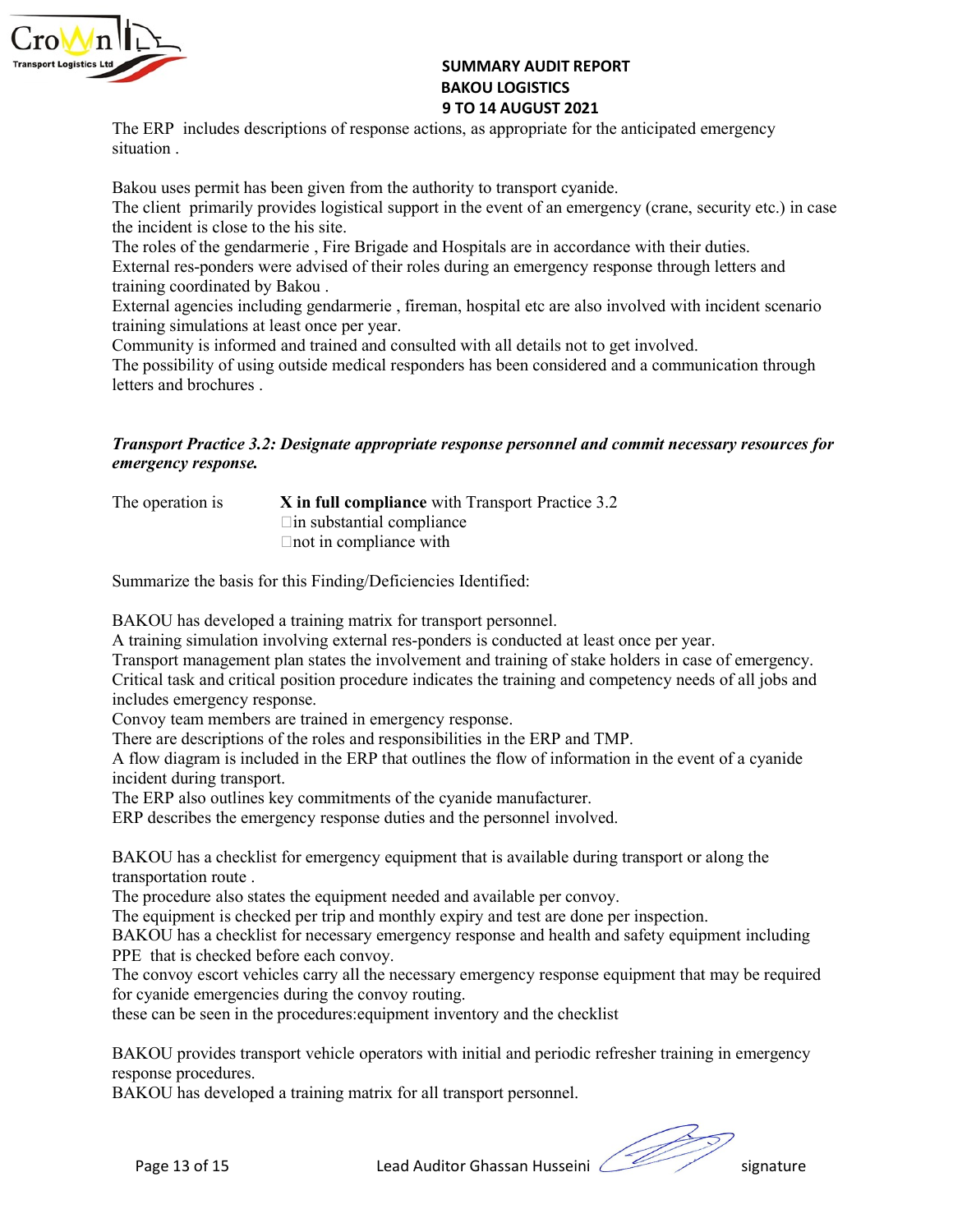The ERP includes descriptions of response actions, as appropriate for the anticipated emergency situation .

Bakou uses permit has been given from the authority to transport cyanide.
The client primarily provides logistical support in the event of an emergency (crane, security etc.) in case the incident is close to the his site.
The roles of the gendarmerie , Fire Brigade and Hospitals are in accordance with their duties.
External res-ponders were advised of their roles during an emergency response through letters and training coordinated by Bakou .
External agencies including gendarmerie , fireman, hospital etc are also involved with incident scenario training simulations at least once per year.
Community is informed and trained and consulted with all details not to get involved.
The possibility of using outside medical responders has been considered and a communication through letters and brochures .

***Transport Practice 3.2: Designate appropriate response personnel and commit necessary resources for emergency response.***

The operation is **X in full compliance** with Transport Practice 3.2
☐in substantial compliance
☐not in compliance with

Summarize the basis for this Finding/Deficiencies Identified:

BAKOU has developed a training matrix for transport personnel.
A training simulation involving external res-ponders is conducted at least once per year.
Transport management plan states the involvement and training of stake holders in case of emergency.
Critical task and critical position procedure indicates the training and competency needs of all jobs and includes emergency response.
Convoy team members are trained in emergency response.
There are descriptions of the roles and responsibilities in the ERP and TMP.
A flow diagram is included in the ERP that outlines the flow of information in the event of a cyanide incident during transport.
The ERP also outlines key commitments of the cyanide manufacturer.
ERP describes the emergency response duties and the personnel involved.

BAKOU has a checklist for emergency equipment that is available during transport or along the transportation route .
The procedure also states the equipment needed and available per convoy.
The equipment is checked per trip and monthly expiry and test are done per inspection.
BAKOU has a checklist for necessary emergency response and health and safety equipment including PPE that is checked before each convoy.
The convoy escort vehicles carry all the necessary emergency response equipment that may be required for cyanide emergencies during the convoy routing.
these can be seen in the procedures:equipment inventory and the checklist

BAKOU provides transport vehicle operators with initial and periodic refresher training in emergency response procedures.
BAKOU has developed a training matrix for all transport personnel.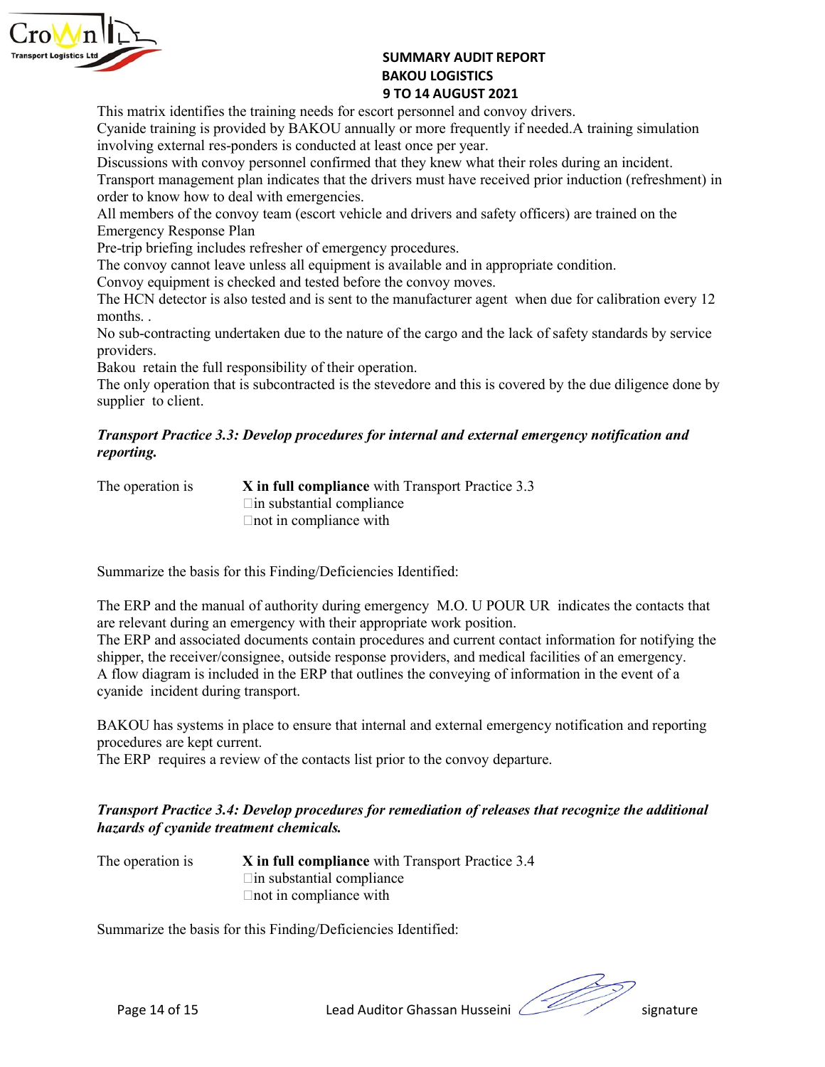This matrix identifies the training needs for escort personnel and convoy drivers.
Cyanide training is provided by BAKOU annually or more frequently if needed.A training simulation involving external res-ponders is conducted at least once per year.
Discussions with convoy personnel confirmed that they knew what their roles during an incident.
Transport management plan indicates that the drivers must have received prior induction (refreshment) in order to know how to deal with emergencies.
All members of the convoy team (escort vehicle and drivers and safety officers) are trained on the Emergency Response Plan
Pre-trip briefing includes refresher of emergency procedures.
The convoy cannot leave unless all equipment is available and in appropriate condition.
Convoy equipment is checked and tested before the convoy moves.
The HCN detector is also tested and is sent to the manufacturer agent when due for calibration every 12 months. .
No sub-contracting undertaken due to the nature of the cargo and the lack of safety standards by service providers.
Bakou retain the full responsibility of their operation.
The only operation that is subcontracted is the stevedore and this is covered by the due diligence done by supplier to client.

***Transport Practice 3.3: Develop procedures for internal and external emergency notification and reporting.***

The operation is **X in full compliance** with Transport Practice 3.3
☐in substantial compliance
☐not in compliance with

Summarize the basis for this Finding/Deficiencies Identified:

The ERP and the manual of authority during emergency M.O. U POUR UR indicates the contacts that are relevant during an emergency with their appropriate work position.
The ERP and associated documents contain procedures and current contact information for notifying the shipper, the receiver/consignee, outside response providers, and medical facilities of an emergency.
A flow diagram is included in the ERP that outlines the conveying of information in the event of a cyanide incident during transport.

BAKOU has systems in place to ensure that internal and external emergency notification and reporting procedures are kept current.
The ERP requires a review of the contacts list prior to the convoy departure.

***Transport Practice 3.4: Develop procedures for remediation of releases that recognize the additional hazards of cyanide treatment chemicals.***

The operation is **X in full compliance** with Transport Practice 3.4
☐in substantial compliance
☐not in compliance with

Summarize the basis for this Finding/Deficiencies Identified: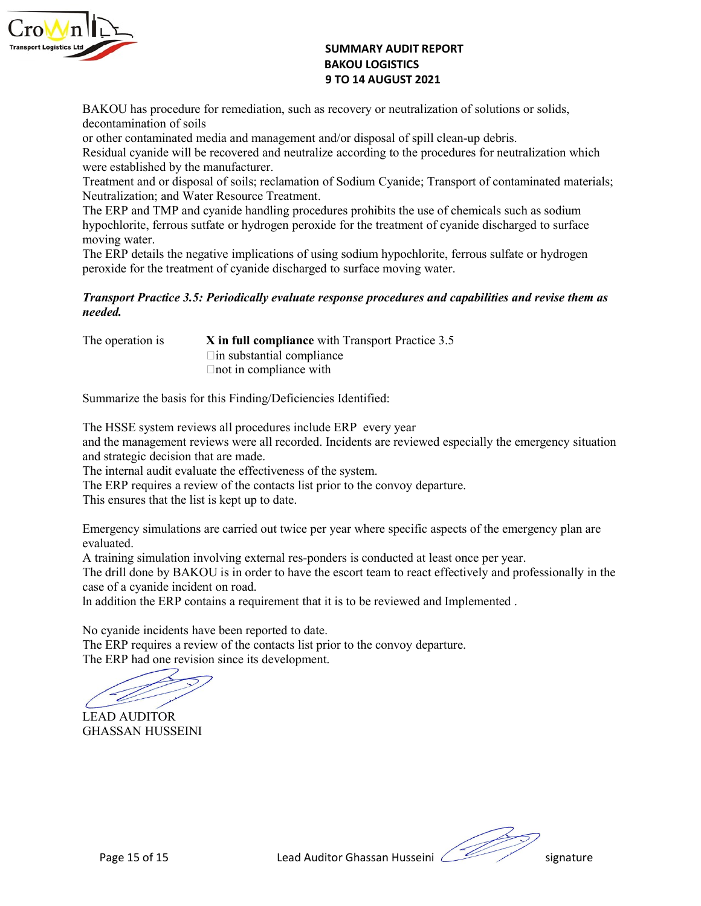BAKOU has procedure for remediation, such as recovery or neutralization of solutions or solids, decontamination of soils
or other contaminated media and management and/or disposal of spill clean-up debris.
Residual cyanide will be recovered and neutralize according to the procedures for neutralization which were established by the manufacturer.
Treatment and or disposal of soils; reclamation of Sodium Cyanide; Transport of contaminated materials; Neutralization; and Water Resource Treatment.
The ERP and TMP and cyanide handling procedures prohibits the use of chemicals such as sodium hypochlorite, ferrous sutfate or hydrogen peroxide for the treatment of cyanide discharged to surface moving water.
The ERP details the negative implications of using sodium hypochlorite, ferrous sulfate or hydrogen peroxide for the treatment of cyanide discharged to surface moving water.

***Transport Practice 3.5: Periodically evaluate response procedures and capabilities and revise them as needed.***

The operation is **X in full compliance** with Transport Practice 3.5
☐in substantial compliance
☐not in compliance with

Summarize the basis for this Finding/Deficiencies Identified:

The HSSE system reviews all procedures include ERP every year
and the management reviews were all recorded. Incidents are reviewed especially the emergency situation and strategic decision that are made.
The internal audit evaluate the effectiveness of the system.
The ERP requires a review of the contacts list prior to the convoy departure.
This ensures that the list is kept up to date.

Emergency simulations are carried out twice per year where specific aspects of the emergency plan are evaluated.
A training simulation involving external res-ponders is conducted at least once per year.
The drill done by BAKOU is in order to have the escort team to react effectively and professionally in the case of a cyanide incident on road.
ln addition the ERP contains a requirement that it is to be reviewed and Implemented .

No cyanide incidents have been reported to date.
The ERP requires a review of the contacts list prior to the convoy departure.
The ERP had one revision since its development.

LEAD AUDITOR
GHASSAN HUSSEINI